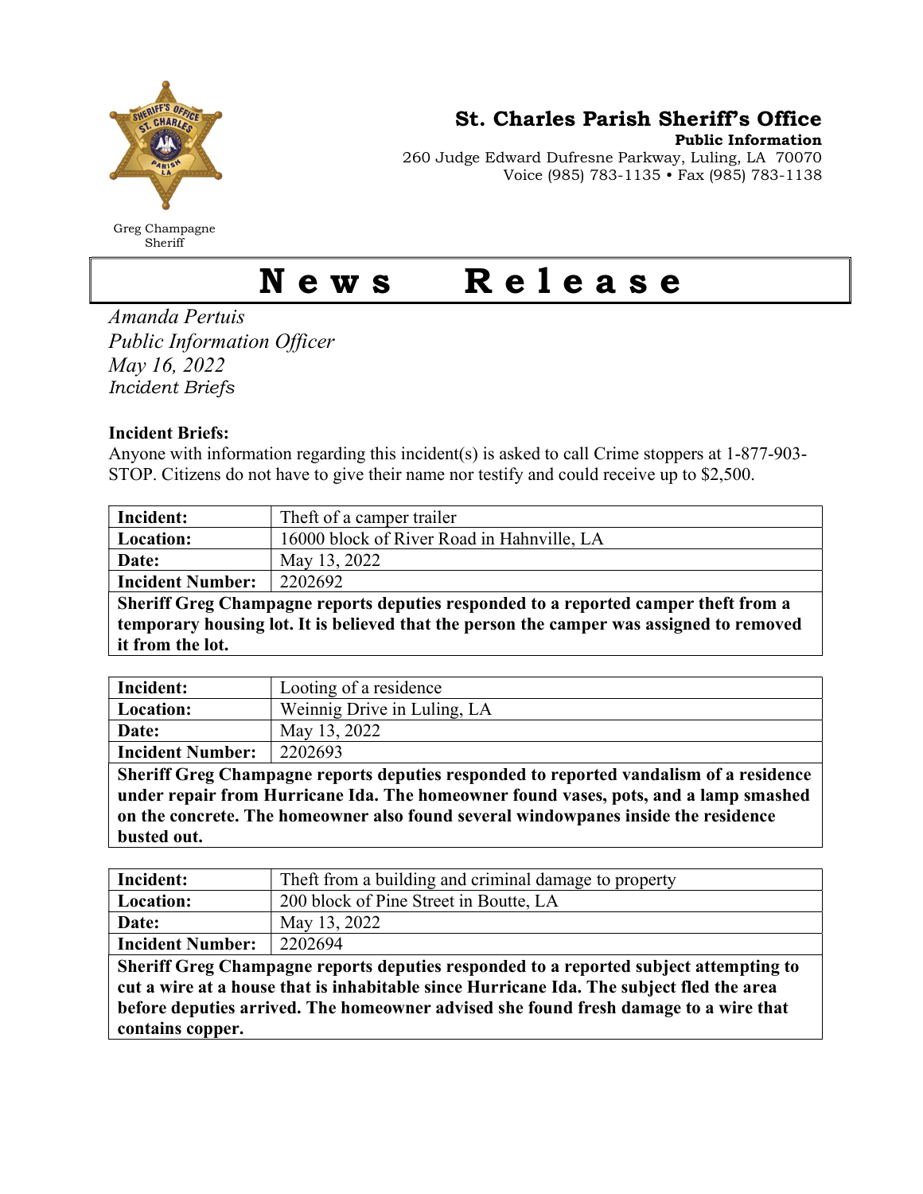Greg Champagne
Sheriff

## St. Charles Parish Sheriff's Office

**Public Information**
260 Judge Edward Dufresne Parkway, Luling, LA 70070
Voice (985) 783-1135 • Fax (985) 783-1138

# News Release

*Amanda Pertuis*
*Public Information Officer*
*May 16, 2022*
*Incident Briefs*

**Incident Briefs:**
Anyone with information regarding this incident(s) is asked to call Crime stoppers at 1-877-903-STOP. Citizens do not have to give their name nor testify and could receive up to $2,500.

| **Incident:** | Theft of a camper trailer |
|---|---|
| **Location:** | 16000 block of River Road in Hahnville, LA |
| **Date:** | May 13, 2022 |
| **Incident Number:** | 2202692 |

**Sheriff Greg Champagne reports deputies responded to a reported camper theft from a temporary housing lot. It is believed that the person the camper was assigned to removed it from the lot.**

| **Incident:** | Looting of a residence |
|---|---|
| **Location:** | Weinnig Drive in Luling, LA |
| **Date:** | May 13, 2022 |
| **Incident Number:** | 2202693 |

**Sheriff Greg Champagne reports deputies responded to reported vandalism of a residence under repair from Hurricane Ida. The homeowner found vases, pots, and a lamp smashed on the concrete. The homeowner also found several windowpanes inside the residence busted out.**

| **Incident:** | Theft from a building and criminal damage to property |
|---|---|
| **Location:** | 200 block of Pine Street in Boutte, LA |
| **Date:** | May 13, 2022 |
| **Incident Number:** | 2202694 |

**Sheriff Greg Champagne reports deputies responded to a reported subject attempting to cut a wire at a house that is inhabitable since Hurricane Ida. The subject fled the area before deputies arrived. The homeowner advised she found fresh damage to a wire that contains copper.**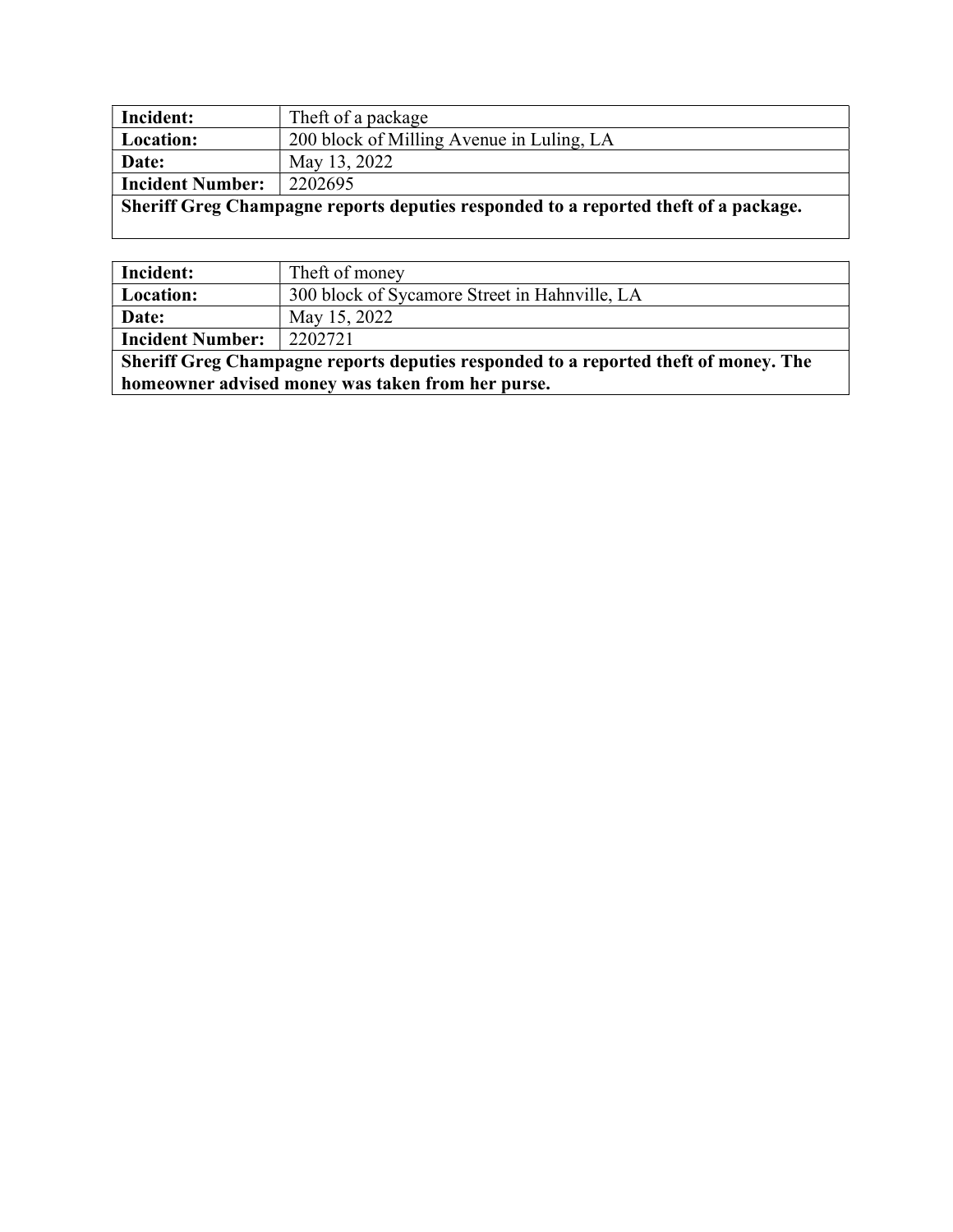| | |
|---|---|
| **Incident:** | Theft of a package |
| **Location:** | 200 block of Milling Avenue in Luling, LA |
| **Date:** | May 13, 2022 |
| **Incident Number:** | 2202695 |
| **Sheriff Greg Champagne reports deputies responded to a reported theft of a package.** | |

| | |
|---|---|
| **Incident:** | Theft of money |
| **Location:** | 300 block of Sycamore Street in Hahnville, LA |
| **Date:** | May 15, 2022 |
| **Incident Number:** | 2202721 |
| **Sheriff Greg Champagne reports deputies responded to a reported theft of money. The homeowner advised money was taken from her purse.** | |